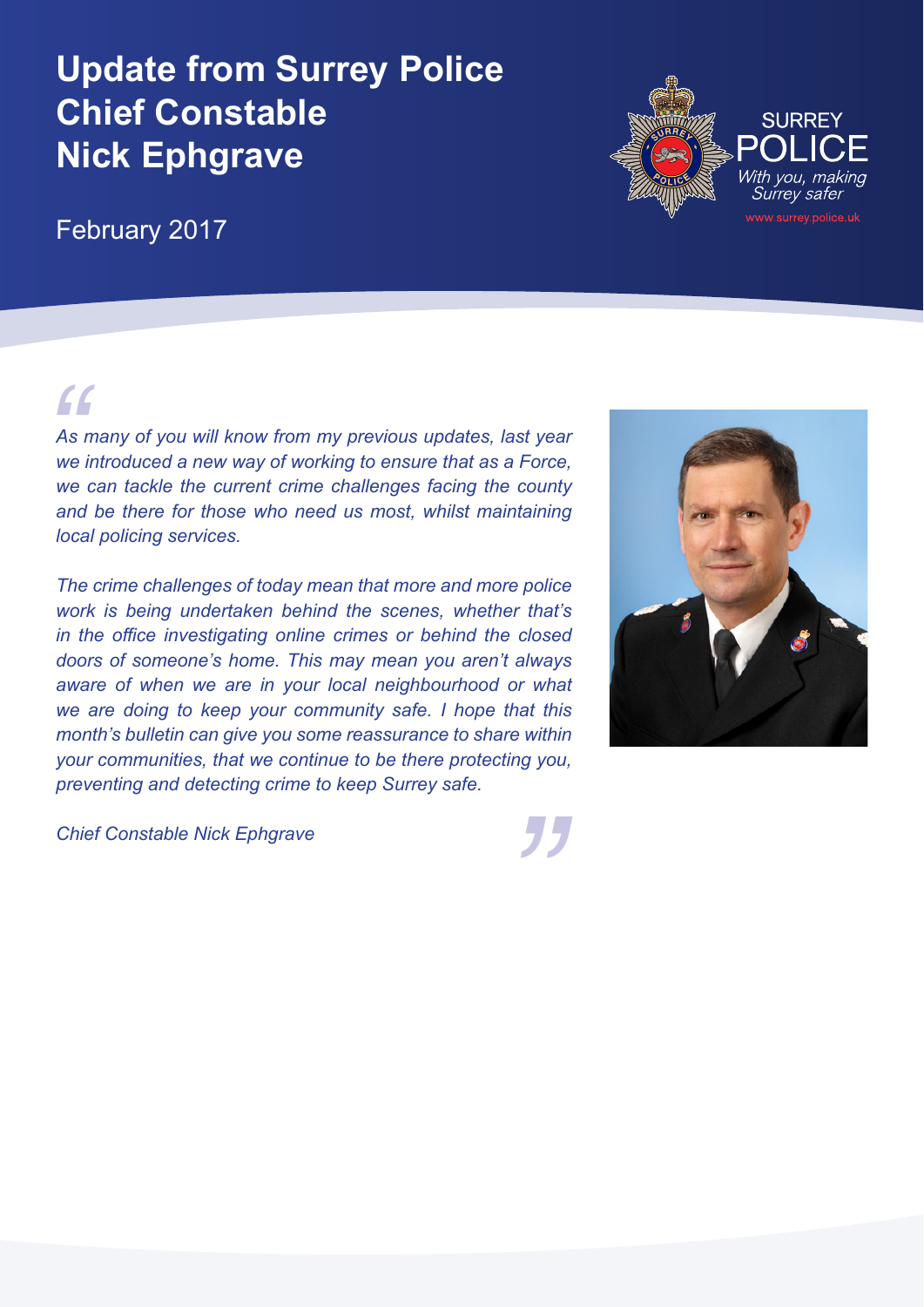# Update from Surrey Police Chief Constable Nick Ephgrave

February 2017

SURREY POLICE

*With you, making Surrey safer*

www.surrey.police.uk

*As many of you will know from my previous updates, last year we introduced a new way of working to ensure that as a Force, we can tackle the current crime challenges facing the county and be there for those who need us most, whilst maintaining local policing services.*

*The crime challenges of today mean that more and more police work is being undertaken behind the scenes, whether that's in the office investigating online crimes or behind the closed doors of someone's home. This may mean you aren't always aware of when we are in your local neighbourhood or what we are doing to keep your community safe. I hope that this month's bulletin can give you some reassurance to share within your communities, that we continue to be there protecting you, preventing and detecting crime to keep Surrey safe.*

*Chief Constable Nick Ephgrave*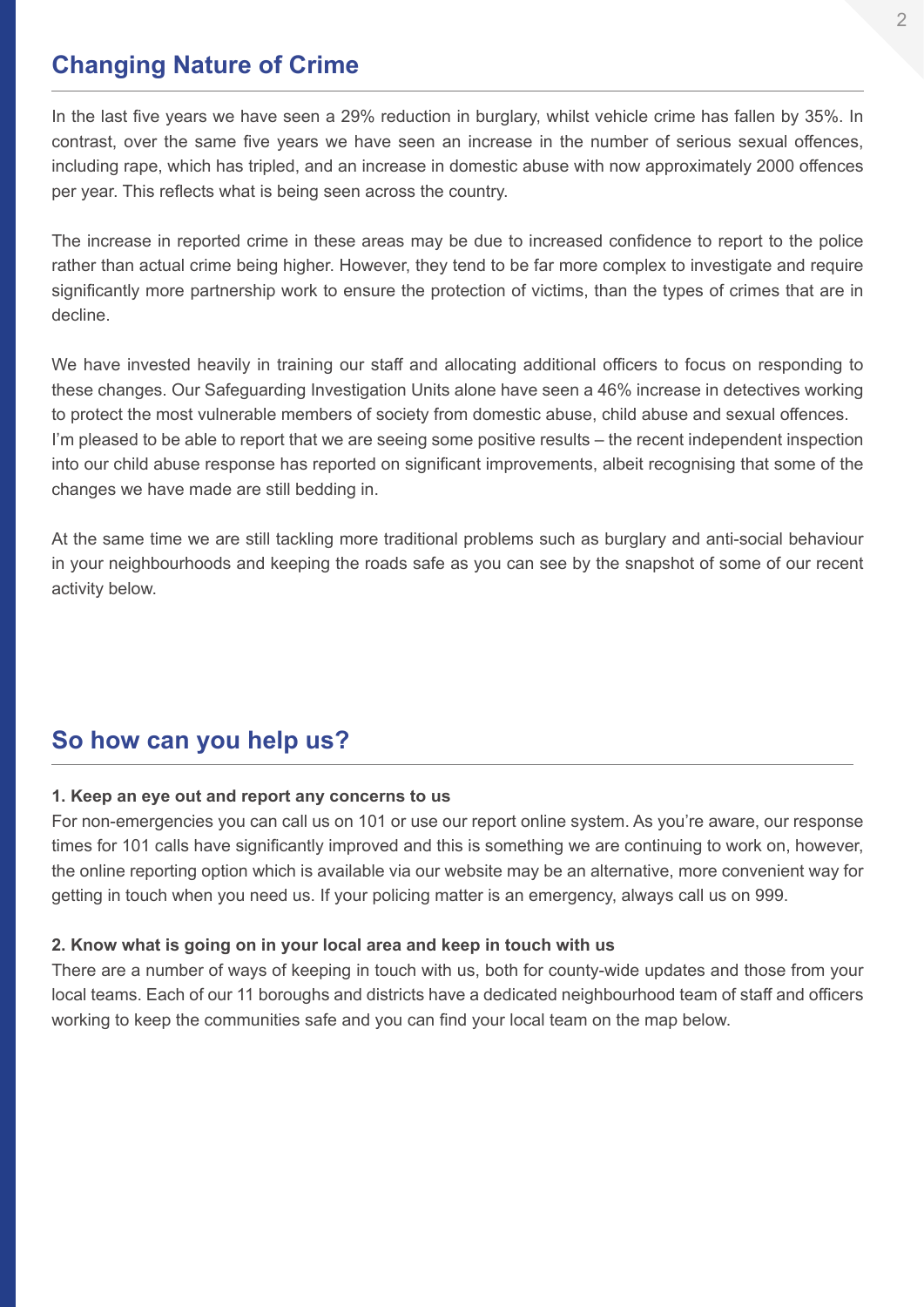## Changing Nature of Crime

In the last five years we have seen a 29% reduction in burglary, whilst vehicle crime has fallen by 35%. In contrast, over the same five years we have seen an increase in the number of serious sexual offences, including rape, which has tripled, and an increase in domestic abuse with now approximately 2000 offences per year. This reflects what is being seen across the country.

The increase in reported crime in these areas may be due to increased confidence to report to the police rather than actual crime being higher. However, they tend to be far more complex to investigate and require significantly more partnership work to ensure the protection of victims, than the types of crimes that are in decline.

We have invested heavily in training our staff and allocating additional officers to focus on responding to these changes. Our Safeguarding Investigation Units alone have seen a 46% increase in detectives working to protect the most vulnerable members of society from domestic abuse, child abuse and sexual offences. I'm pleased to be able to report that we are seeing some positive results – the recent independent inspection into our child abuse response has reported on significant improvements, albeit recognising that some of the changes we have made are still bedding in.

At the same time we are still tackling more traditional problems such as burglary and anti-social behaviour in your neighbourhoods and keeping the roads safe as you can see by the snapshot of some of our recent activity below.

## So how can you help us?

**1. Keep an eye out and report any concerns to us**

For non-emergencies you can call us on 101 or use our report online system. As you're aware, our response times for 101 calls have significantly improved and this is something we are continuing to work on, however, the online reporting option which is available via our website may be an alternative, more convenient way for getting in touch when you need us. If your policing matter is an emergency, always call us on 999.

**2. Know what is going on in your local area and keep in touch with us**

There are a number of ways of keeping in touch with us, both for county-wide updates and those from your local teams. Each of our 11 boroughs and districts have a dedicated neighbourhood team of staff and officers working to keep the communities safe and you can find your local team on the map below.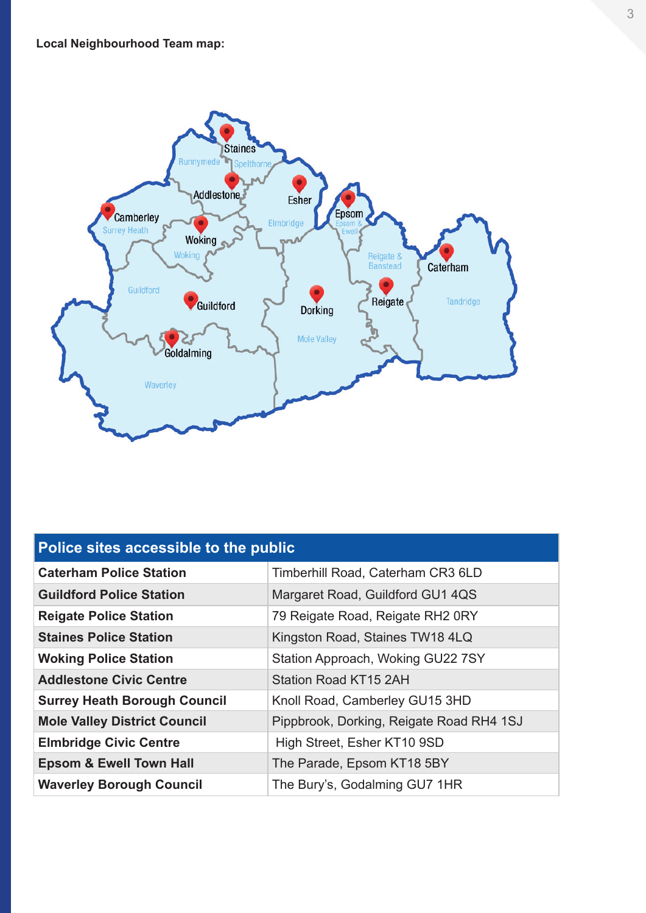**Local Neighbourhood Team map:**

| Police sites accessible to the public | |
|---|---|
| **Caterham Police Station** | Timberhill Road, Caterham CR3 6LD |
| **Guildford Police Station** | Margaret Road, Guildford GU1 4QS |
| **Reigate Police Station** | 79 Reigate Road, Reigate RH2 0RY |
| **Staines Police Station** | Kingston Road, Staines TW18 4LQ |
| **Woking Police Station** | Station Approach, Woking GU22 7SY |
| **Addlestone Civic Centre** | Station Road KT15 2AH |
| **Surrey Heath Borough Council** | Knoll Road, Camberley GU15 3HD |
| **Mole Valley District Council** | Pippbrook, Dorking, Reigate Road RH4 1SJ |
| **Elmbridge Civic Centre** | High Street, Esher KT10 9SD |
| **Epsom & Ewell Town Hall** | The Parade, Epsom KT18 5BY |
| **Waverley Borough Council** | The Bury's, Godalming GU7 1HR |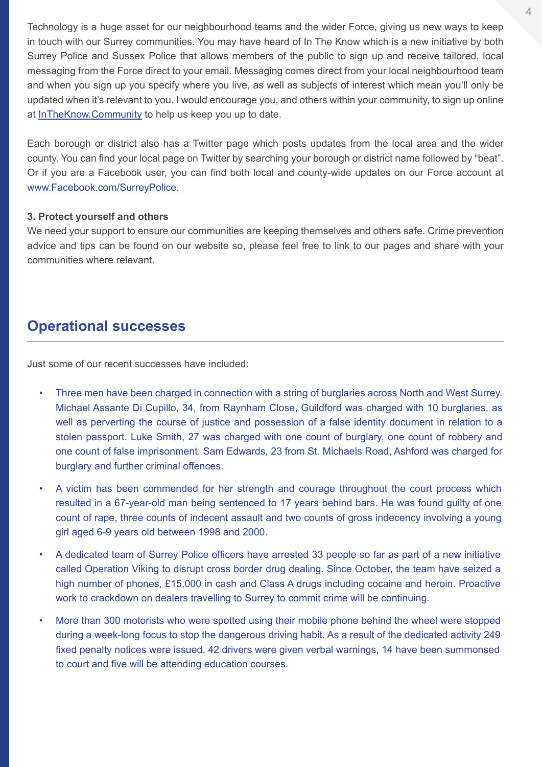Technology is a huge asset for our neighbourhood teams and the wider Force, giving us new ways to keep in touch with our Surrey communities. You may have heard of In The Know which is a new initiative by both Surrey Police and Sussex Police that allows members of the public to sign up and receive tailored, local messaging from the Force direct to your email. Messaging comes direct from your local neighbourhood team and when you sign up you specify where you live, as well as subjects of interest which mean you'll only be updated when it's relevant to you. I would encourage you, and others within your community, to sign up online at [InTheKnow.Community](InTheKnow.Community) to help us keep you up to date.

Each borough or district also has a Twitter page which posts updates from the local area and the wider county. You can find your local page on Twitter by searching your borough or district name followed by "beat". Or if you are a Facebook user, you can find both local and county-wide updates on our Force account at [www.Facebook.com/SurreyPolice.](www.Facebook.com/SurreyPolice)

**3. Protect yourself and others**

We need your support to ensure our communities are keeping themselves and others safe. Crime prevention advice and tips can be found on our website so, please feel free to link to our pages and share with your communities where relevant.

## Operational successes

Just some of our recent successes have included:

- Three men have been charged in connection with a string of burglaries across North and West Surrey. Michael Assante Di Cupillo, 34, from Raynham Close, Guildford was charged with 10 burglaries, as well as perverting the course of justice and possession of a false identity document in relation to a stolen passport. Luke Smith, 27 was charged with one count of burglary, one count of robbery and one count of false imprisonment. Sam Edwards, 23 from St. Michaels Road, Ashford was charged for burglary and further criminal offences.
- A victim has been commended for her strength and courage throughout the court process which resulted in a 67-year-old man being sentenced to 17 years behind bars. He was found guilty of one count of rape, three counts of indecent assault and two counts of gross indecency involving a young girl aged 6-9 years old between 1998 and 2000.
- A dedicated team of Surrey Police officers have arrested 33 people so far as part of a new initiative called Operation Viking to disrupt cross border drug dealing. Since October, the team have seized a high number of phones, £15,000 in cash and Class A drugs including cocaine and heroin. Proactive work to crackdown on dealers travelling to Surrey to commit crime will be continuing.
- More than 300 motorists who were spotted using their mobile phone behind the wheel were stopped during a week-long focus to stop the dangerous driving habit. As a result of the dedicated activity 249 fixed penalty notices were issued, 42 drivers were given verbal warnings, 14 have been summonsed to court and five will be attending education courses.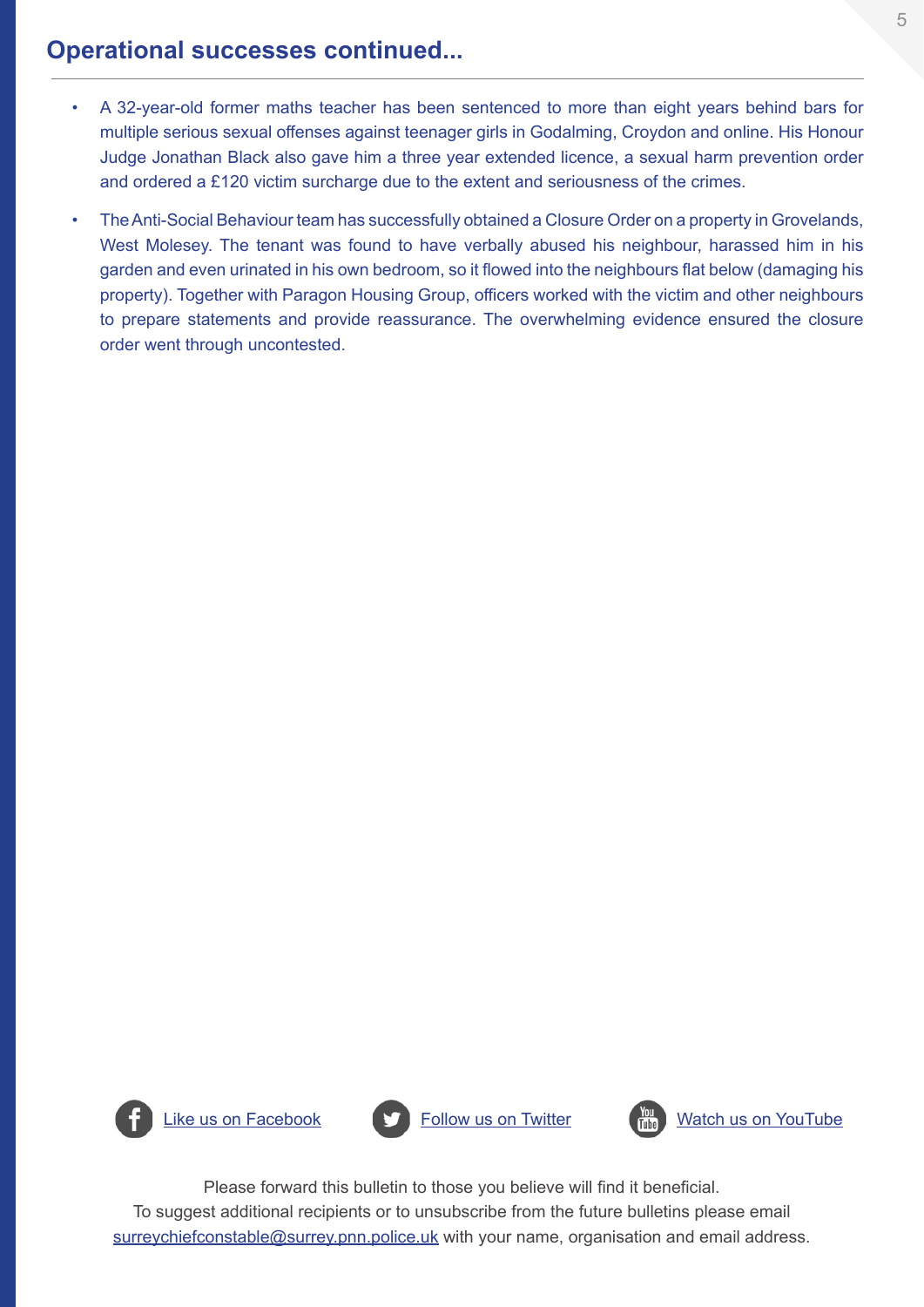## Operational successes continued...

- A 32-year-old former maths teacher has been sentenced to more than eight years behind bars for multiple serious sexual offenses against teenager girls in Godalming, Croydon and online. His Honour Judge Jonathan Black also gave him a three year extended licence, a sexual harm prevention order and ordered a £120 victim surcharge due to the extent and seriousness of the crimes.
- The Anti-Social Behaviour team has successfully obtained a Closure Order on a property in Grovelands, West Molesey. The tenant was found to have verbally abused his neighbour, harassed him in his garden and even urinated in his own bedroom, so it flowed into the neighbours flat below (damaging his property). Together with Paragon Housing Group, officers worked with the victim and other neighbours to prepare statements and provide reassurance. The overwhelming evidence ensured the closure order went through uncontested.

Like us on Facebook     Follow us on Twitter     Watch us on YouTube

Please forward this bulletin to those you believe will find it beneficial.
To suggest additional recipients or to unsubscribe from the future bulletins please email surreychiefconstable@surrey.pnn.police.uk with your name, organisation and email address.